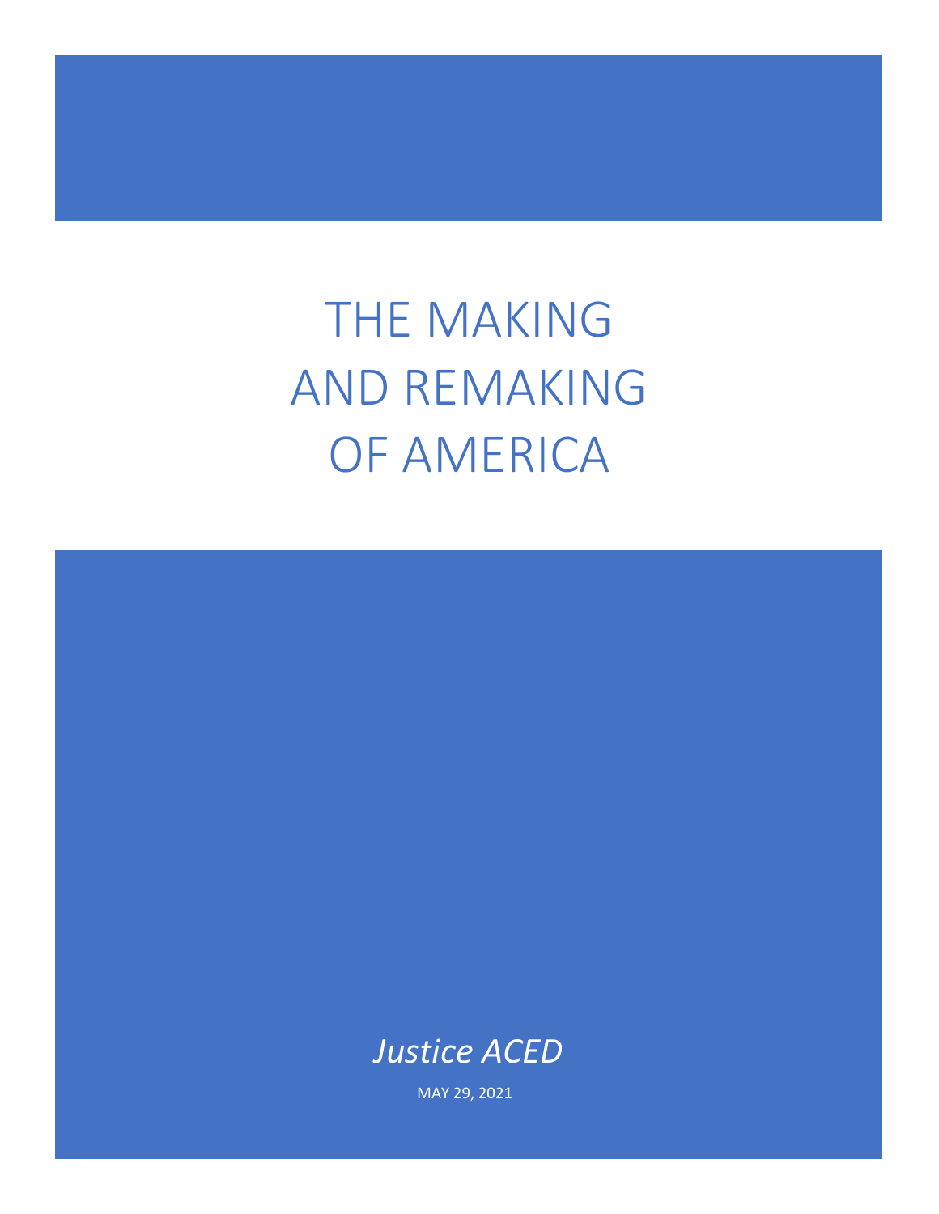# THE MAKING AND REMAKING OF AMERICA

*Justice ACED*

MAY 29, 2021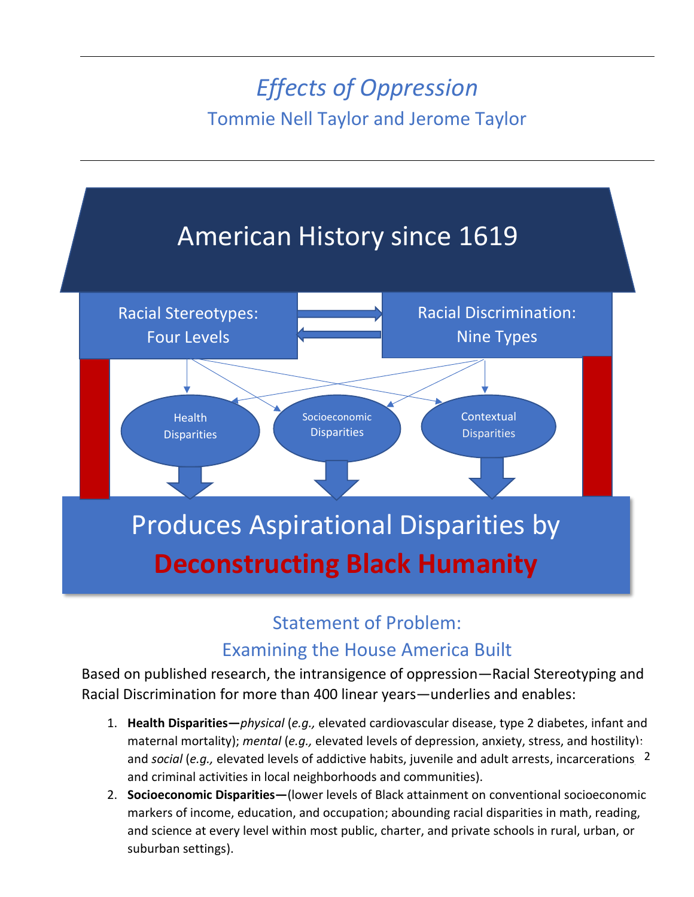# *Effects of Oppression*

Tommie Nell Taylor and Jerome Taylor

---

American History since 1619

Racial Stereotypes: Four Levels

Racial Discrimination: Nine Types

Health Disparities

Socioeconomic Disparities

Contextual Disparities

Produces Aspirational Disparities by **Deconstructing Black Humanity**

## Statement of Problem: Examining the House America Built

Based on published research, the intransigence of oppression—Racial Stereotyping and Racial Discrimination for more than 400 linear years—underlies and enables:

1. **Health Disparities—***physical* (*e.g.,* elevated cardiovascular disease, type 2 diabetes, infant and maternal mortality); *mental* (*e.g.,* elevated levels of depression, anxiety, stress, and hostility); and *social* (*e.g.,* elevated levels of addictive habits, juvenile and adult arrests, incarcerations, and criminal activities in local neighborhoods and communities).
2. **Socioeconomic Disparities—**(lower levels of Black attainment on conventional socioeconomic markers of income, education, and occupation; abounding racial disparities in math, reading, and science at every level within most public, charter, and private schools in rural, urban, or suburban settings).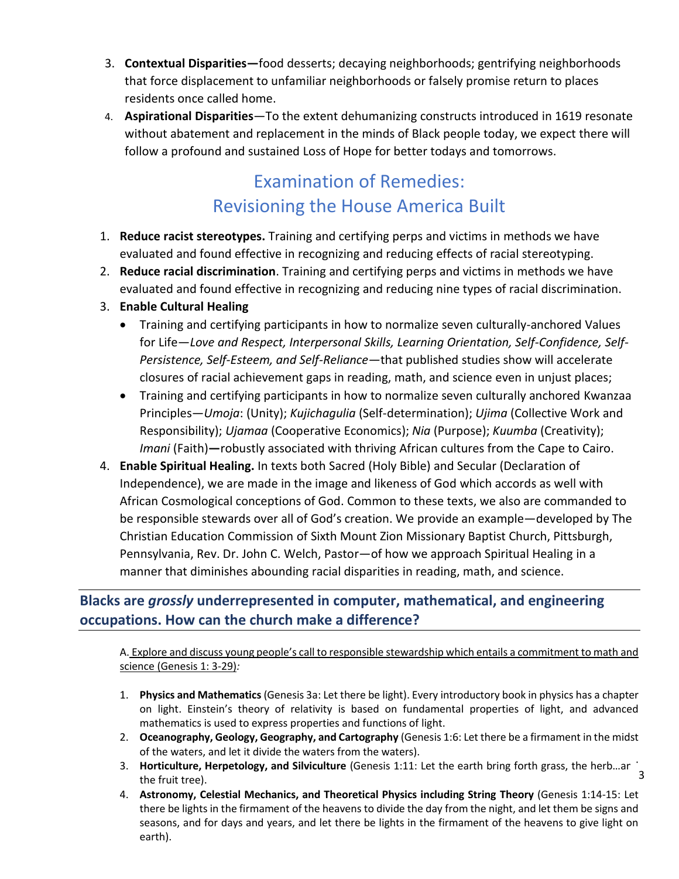3. **Contextual Disparities—**food desserts; decaying neighborhoods; gentrifying neighborhoods that force displacement to unfamiliar neighborhoods or falsely promise return to places residents once called home.
4. **Aspirational Disparities**—To the extent dehumanizing constructs introduced in 1619 resonate without abatement and replacement in the minds of Black people today, we expect there will follow a profound and sustained Loss of Hope for better todays and tomorrows.

## Examination of Remedies: Revisioning the House America Built

1. **Reduce racist stereotypes.** Training and certifying perps and victims in methods we have evaluated and found effective in recognizing and reducing effects of racial stereotyping.
2. **Reduce racial discrimination**. Training and certifying perps and victims in methods we have evaluated and found effective in recognizing and reducing nine types of racial discrimination.
3. **Enable Cultural Healing**
   - Training and certifying participants in how to normalize seven culturally-anchored Values for Life—*Love and Respect, Interpersonal Skills, Learning Orientation, Self-Confidence, Self-Persistence, Self-Esteem, and Self-Reliance*—that published studies show will accelerate closures of racial achievement gaps in reading, math, and science even in unjust places;
   - Training and certifying participants in how to normalize seven culturally anchored Kwanzaa Principles—*Umoja*: (Unity); *Kujichagulia* (Self-determination); *Ujima* (Collective Work and Responsibility); *Ujamaa* (Cooperative Economics); *Nia* (Purpose); *Kuumba* (Creativity); *Imani* (Faith)**—**robustly associated with thriving African cultures from the Cape to Cairo.
4. **Enable Spiritual Healing.** In texts both Sacred (Holy Bible) and Secular (Declaration of Independence), we are made in the image and likeness of God which accords as well with African Cosmological conceptions of God. Common to these texts, we also are commanded to be responsible stewards over all of God's creation. We provide an example—developed by The Christian Education Commission of Sixth Mount Zion Missionary Baptist Church, Pittsburgh, Pennsylvania, Rev. Dr. John C. Welch, Pastor—of how we approach Spiritual Healing in a manner that diminishes abounding racial disparities in reading, math, and science.

### Blacks are *grossly* underrepresented in computer, mathematical, and engineering occupations. How can the church make a difference?

A. Explore and discuss young people's call to responsible stewardship which entails a commitment to math and science (Genesis 1: 3-29)*:*

1. **Physics and Mathematics** (Genesis 3a: Let there be light). Every introductory book in physics has a chapter on light. Einstein's theory of relativity is based on fundamental properties of light, and advanced mathematics is used to express properties and functions of light.
2. **Oceanography, Geology, Geography, and Cartography** (Genesis 1:6: Let there be a firmament in the midst of the waters, and let it divide the waters from the waters).
3. **Horticulture, Herpetology, and Silviculture** (Genesis 1:11: Let the earth bring forth grass, the herb…and the fruit tree).
4. **Astronomy, Celestial Mechanics, and Theoretical Physics including String Theory** (Genesis 1:14-15: Let there be lights in the firmament of the heavens to divide the day from the night, and let them be signs and seasons, and for days and years, and let there be lights in the firmament of the heavens to give light on earth).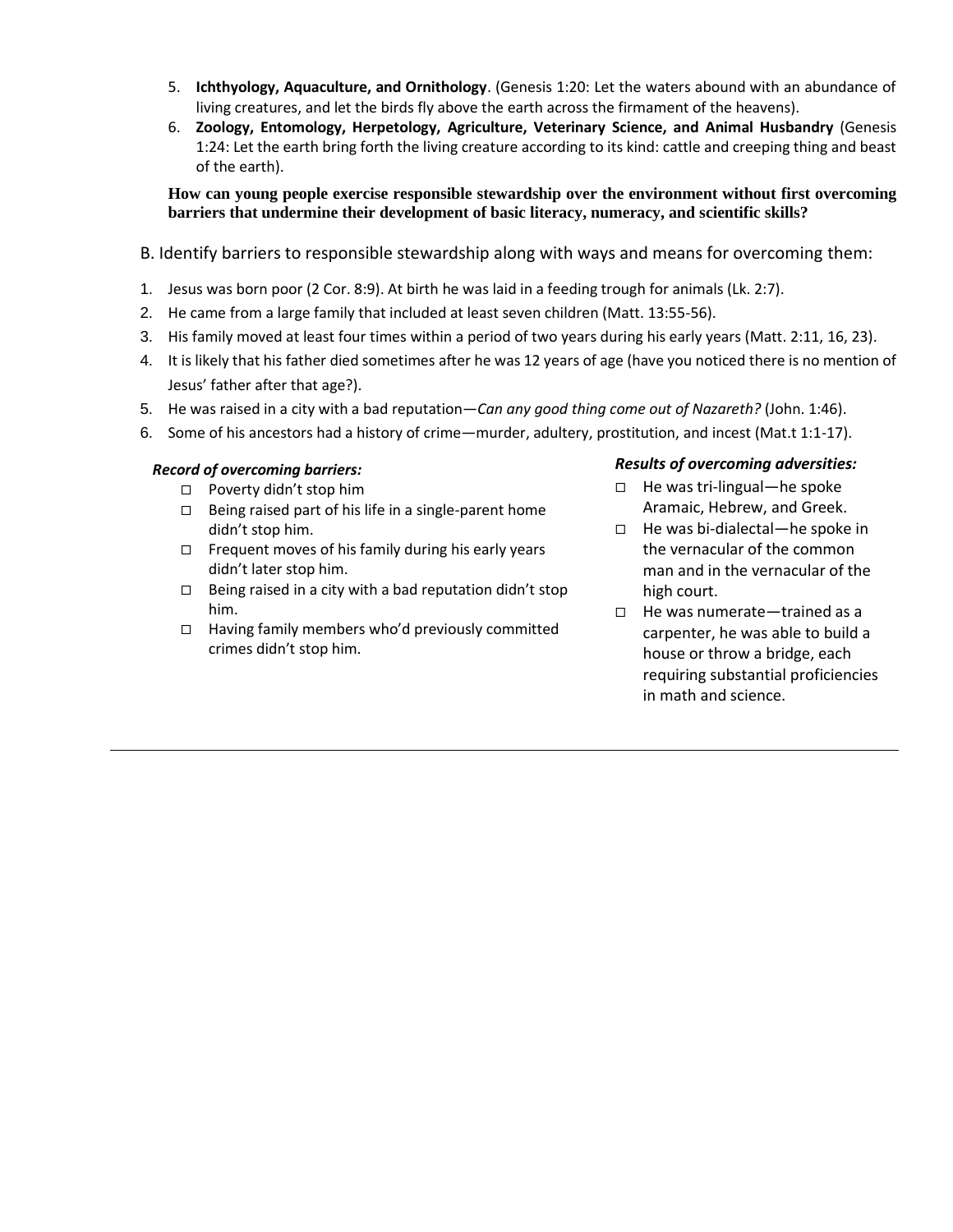5. **Ichthyology, Aquaculture, and Ornithology**. (Genesis 1:20: Let the waters abound with an abundance of living creatures, and let the birds fly above the earth across the firmament of the heavens).
6. **Zoology, Entomology, Herpetology, Agriculture, Veterinary Science, and Animal Husbandry** (Genesis 1:24: Let the earth bring forth the living creature according to its kind: cattle and creeping thing and beast of the earth).

**How can young people exercise responsible stewardship over the environment without first overcoming barriers that undermine their development of basic literacy, numeracy, and scientific skills?**

B. Identify barriers to responsible stewardship along with ways and means for overcoming them:

1. Jesus was born poor (2 Cor. 8:9). At birth he was laid in a feeding trough for animals (Lk. 2:7).
2. He came from a large family that included at least seven children (Matt. 13:55-56).
3. His family moved at least four times within a period of two years during his early years (Matt. 2:11, 16, 23).
4. It is likely that his father died sometimes after he was 12 years of age (have you noticed there is no mention of Jesus' father after that age?).
5. He was raised in a city with a bad reputation—*Can any good thing come out of Nazareth?* (John. 1:46).
6. Some of his ancestors had a history of crime—murder, adultery, prostitution, and incest (Mat.t 1:1-17).

***Record of overcoming barriers:***

- Poverty didn't stop him
- Being raised part of his life in a single-parent home didn't stop him.
- Frequent moves of his family during his early years didn't later stop him.
- Being raised in a city with a bad reputation didn't stop him.
- Having family members who'd previously committed crimes didn't stop him.

***Results of overcoming adversities:***

- He was tri-lingual—he spoke Aramaic, Hebrew, and Greek.
- He was bi-dialectal—he spoke in the vernacular of the common man and in the vernacular of the high court.
- He was numerate—trained as a carpenter, he was able to build a house or throw a bridge, each requiring substantial proficiencies in math and science.